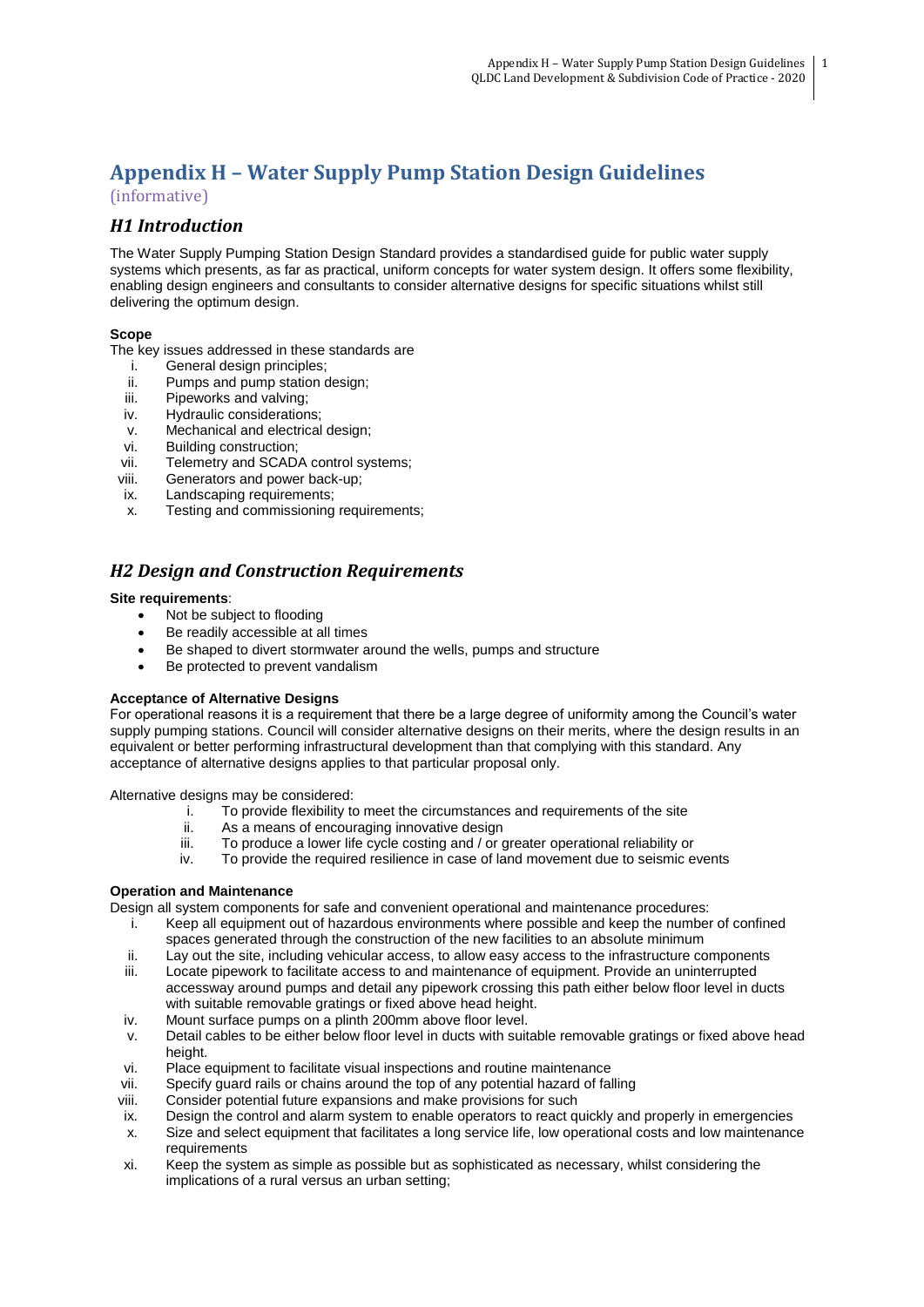# Appendix H – Water Supply Pump Station Design Guidelines

(informative)

## *H1 Introduction*

The Water Supply Pumping Station Design Standard provides a standardised guide for public water supply systems which presents, as far as practical, uniform concepts for water system design. It offers some flexibility, enabling design engineers and consultants to consider alternative designs for specific situations whilst still delivering the optimum design.

**Scope**

The key issues addressed in these standards are

i. General design principles;
ii. Pumps and pump station design;
iii. Pipeworks and valving;
iv. Hydraulic considerations;
v. Mechanical and electrical design;
vi. Building construction;
vii. Telemetry and SCADA control systems;
viii. Generators and power back-up;
ix. Landscaping requirements;
x. Testing and commissioning requirements;

## *H2 Design and Construction Requirements*

**Site requirements**:

- Not be subject to flooding
- Be readily accessible at all times
- Be shaped to divert stormwater around the wells, pumps and structure
- Be protected to prevent vandalism

**Acceptance of Alternative Designs**

For operational reasons it is a requirement that there be a large degree of uniformity among the Council's water supply pumping stations. Council will consider alternative designs on their merits, where the design results in an equivalent or better performing infrastructural development than that complying with this standard. Any acceptance of alternative designs applies to that particular proposal only.

Alternative designs may be considered:

i. To provide flexibility to meet the circumstances and requirements of the site
ii. As a means of encouraging innovative design
iii. To produce a lower life cycle costing and / or greater operational reliability or
iv. To provide the required resilience in case of land movement due to seismic events

**Operation and Maintenance**

Design all system components for safe and convenient operational and maintenance procedures:

i. Keep all equipment out of hazardous environments where possible and keep the number of confined spaces generated through the construction of the new facilities to an absolute minimum
ii. Lay out the site, including vehicular access, to allow easy access to the infrastructure components
iii. Locate pipework to facilitate access to and maintenance of equipment. Provide an uninterrupted accessway around pumps and detail any pipework crossing this path either below floor level in ducts with suitable removable gratings or fixed above head height.
iv. Mount surface pumps on a plinth 200mm above floor level.
v. Detail cables to be either below floor level in ducts with suitable removable gratings or fixed above head height.
vi. Place equipment to facilitate visual inspections and routine maintenance
vii. Specify guard rails or chains around the top of any potential hazard of falling
viii. Consider potential future expansions and make provisions for such
ix. Design the control and alarm system to enable operators to react quickly and properly in emergencies
x. Size and select equipment that facilitates a long service life, low operational costs and low maintenance requirements
xi. Keep the system as simple as possible but as sophisticated as necessary, whilst considering the implications of a rural versus an urban setting;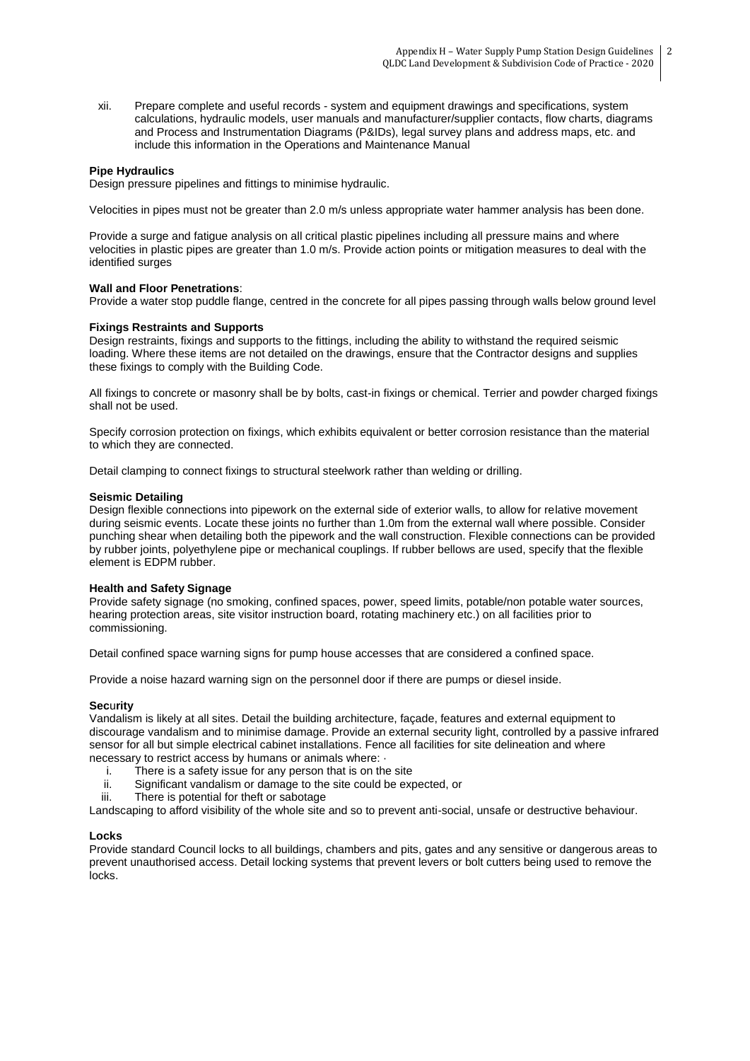xii. Prepare complete and useful records - system and equipment drawings and specifications, system calculations, hydraulic models, user manuals and manufacturer/supplier contacts, flow charts, diagrams and Process and Instrumentation Diagrams (P&IDs), legal survey plans and address maps, etc. and include this information in the Operations and Maintenance Manual

**Pipe Hydraulics**

Design pressure pipelines and fittings to minimise hydraulic.

Velocities in pipes must not be greater than 2.0 m/s unless appropriate water hammer analysis has been done.

Provide a surge and fatigue analysis on all critical plastic pipelines including all pressure mains and where velocities in plastic pipes are greater than 1.0 m/s. Provide action points or mitigation measures to deal with the identified surges

**Wall and Floor Penetrations**:

Provide a water stop puddle flange, centred in the concrete for all pipes passing through walls below ground level

**Fixings Restraints and Supports**

Design restraints, fixings and supports to the fittings, including the ability to withstand the required seismic loading. Where these items are not detailed on the drawings, ensure that the Contractor designs and supplies these fixings to comply with the Building Code.

All fixings to concrete or masonry shall be by bolts, cast-in fixings or chemical. Terrier and powder charged fixings shall not be used.

Specify corrosion protection on fixings, which exhibits equivalent or better corrosion resistance than the material to which they are connected.

Detail clamping to connect fixings to structural steelwork rather than welding or drilling.

**Seismic Detailing**

Design flexible connections into pipework on the external side of exterior walls, to allow for relative movement during seismic events. Locate these joints no further than 1.0m from the external wall where possible. Consider punching shear when detailing both the pipework and the wall construction. Flexible connections can be provided by rubber joints, polyethylene pipe or mechanical couplings. If rubber bellows are used, specify that the flexible element is EDPM rubber.

**Health and Safety Signage**

Provide safety signage (no smoking, confined spaces, power, speed limits, potable/non potable water sources, hearing protection areas, site visitor instruction board, rotating machinery etc.) on all facilities prior to commissioning.

Detail confined space warning signs for pump house accesses that are considered a confined space.

Provide a noise hazard warning sign on the personnel door if there are pumps or diesel inside.

**Security**

Vandalism is likely at all sites. Detail the building architecture, façade, features and external equipment to discourage vandalism and to minimise damage. Provide an external security light, controlled by a passive infrared sensor for all but simple electrical cabinet installations. Fence all facilities for site delineation and where necessary to restrict access by humans or animals where: ·

i. There is a safety issue for any person that is on the site
ii. Significant vandalism or damage to the site could be expected, or
iii. There is potential for theft or sabotage

Landscaping to afford visibility of the whole site and so to prevent anti-social, unsafe or destructive behaviour.

**Locks**

Provide standard Council locks to all buildings, chambers and pits, gates and any sensitive or dangerous areas to prevent unauthorised access. Detail locking systems that prevent levers or bolt cutters being used to remove the locks.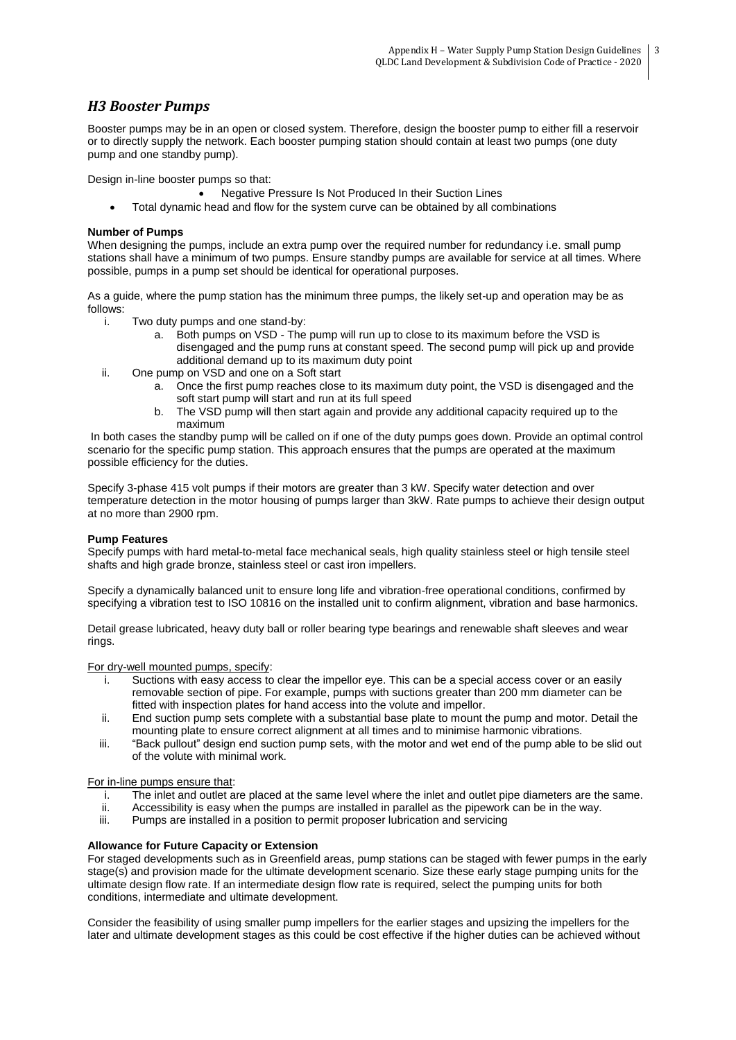## *H3 Booster Pumps*

Booster pumps may be in an open or closed system. Therefore, design the booster pump to either fill a reservoir or to directly supply the network. Each booster pumping station should contain at least two pumps (one duty pump and one standby pump).

Design in-line booster pumps so that:

- Negative Pressure Is Not Produced In their Suction Lines
- Total dynamic head and flow for the system curve can be obtained by all combinations

**Number of Pumps**

When designing the pumps, include an extra pump over the required number for redundancy i.e. small pump stations shall have a minimum of two pumps. Ensure standby pumps are available for service at all times. Where possible, pumps in a pump set should be identical for operational purposes.

As a guide, where the pump station has the minimum three pumps, the likely set-up and operation may be as follows:

i. Two duty pumps and one stand-by:
   a. Both pumps on VSD - The pump will run up to close to its maximum before the VSD is disengaged and the pump runs at constant speed. The second pump will pick up and provide additional demand up to its maximum duty point
ii. One pump on VSD and one on a Soft start
   a. Once the first pump reaches close to its maximum duty point, the VSD is disengaged and the soft start pump will start and run at its full speed
   b. The VSD pump will then start again and provide any additional capacity required up to the maximum

In both cases the standby pump will be called on if one of the duty pumps goes down. Provide an optimal control scenario for the specific pump station. This approach ensures that the pumps are operated at the maximum possible efficiency for the duties.

Specify 3-phase 415 volt pumps if their motors are greater than 3 kW. Specify water detection and over temperature detection in the motor housing of pumps larger than 3kW. Rate pumps to achieve their design output at no more than 2900 rpm.

**Pump Features**

Specify pumps with hard metal-to-metal face mechanical seals, high quality stainless steel or high tensile steel shafts and high grade bronze, stainless steel or cast iron impellers.

Specify a dynamically balanced unit to ensure long life and vibration-free operational conditions, confirmed by specifying a vibration test to ISO 10816 on the installed unit to confirm alignment, vibration and base harmonics.

Detail grease lubricated, heavy duty ball or roller bearing type bearings and renewable shaft sleeves and wear rings.

For dry-well mounted pumps, specify:

i. Suctions with easy access to clear the impellor eye. This can be a special access cover or an easily removable section of pipe. For example, pumps with suctions greater than 200 mm diameter can be fitted with inspection plates for hand access into the volute and impellor.
ii. End suction pump sets complete with a substantial base plate to mount the pump and motor. Detail the mounting plate to ensure correct alignment at all times and to minimise harmonic vibrations.
iii. "Back pullout" design end suction pump sets, with the motor and wet end of the pump able to be slid out of the volute with minimal work.

For in-line pumps ensure that:

i. The inlet and outlet are placed at the same level where the inlet and outlet pipe diameters are the same.
ii. Accessibility is easy when the pumps are installed in parallel as the pipework can be in the way.
iii. Pumps are installed in a position to permit proposer lubrication and servicing

**Allowance for Future Capacity or Extension**

For staged developments such as in Greenfield areas, pump stations can be staged with fewer pumps in the early stage(s) and provision made for the ultimate development scenario. Size these early stage pumping units for the ultimate design flow rate. If an intermediate design flow rate is required, select the pumping units for both conditions, intermediate and ultimate development.

Consider the feasibility of using smaller pump impellers for the earlier stages and upsizing the impellers for the later and ultimate development stages as this could be cost effective if the higher duties can be achieved without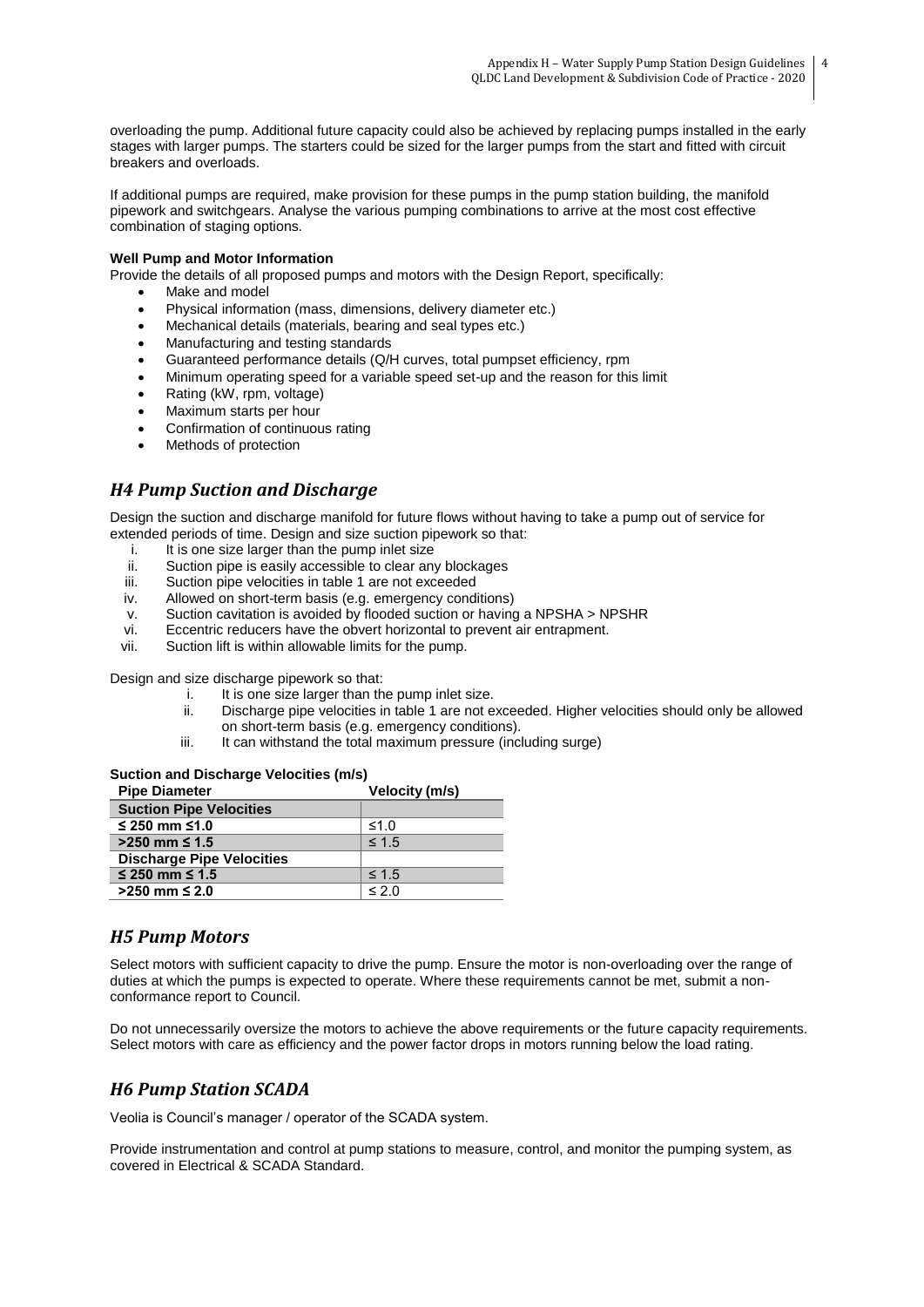overloading the pump. Additional future capacity could also be achieved by replacing pumps installed in the early stages with larger pumps. The starters could be sized for the larger pumps from the start and fitted with circuit breakers and overloads.

If additional pumps are required, make provision for these pumps in the pump station building, the manifold pipework and switchgears. Analyse the various pumping combinations to arrive at the most cost effective combination of staging options.

**Well Pump and Motor Information**

Provide the details of all proposed pumps and motors with the Design Report, specifically:

- Make and model
- Physical information (mass, dimensions, delivery diameter etc.)
- Mechanical details (materials, bearing and seal types etc.)
- Manufacturing and testing standards
- Guaranteed performance details (Q/H curves, total pumpset efficiency, rpm
- Minimum operating speed for a variable speed set-up and the reason for this limit
- Rating (kW, rpm, voltage)
- Maximum starts per hour
- Confirmation of continuous rating
- Methods of protection

## *H4 Pump Suction and Discharge*

Design the suction and discharge manifold for future flows without having to take a pump out of service for extended periods of time. Design and size suction pipework so that:

i. It is one size larger than the pump inlet size
ii. Suction pipe is easily accessible to clear any blockages
iii. Suction pipe velocities in table 1 are not exceeded
iv. Allowed on short-term basis (e.g. emergency conditions)
v. Suction cavitation is avoided by flooded suction or having a NPSHA > NPSHR
vi. Eccentric reducers have the obvert horizontal to prevent air entrapment.
vii. Suction lift is within allowable limits for the pump.

Design and size discharge pipework so that:

i. It is one size larger than the pump inlet size.
ii. Discharge pipe velocities in table 1 are not exceeded. Higher velocities should only be allowed on short-term basis (e.g. emergency conditions).
iii. It can withstand the total maximum pressure (including surge)

**Suction and Discharge Velocities (m/s)**

| Pipe Diameter | Velocity (m/s) |
|---|---|
| **Suction Pipe Velocities** | |
| **≤ 250 mm ≤1.0** | ≤1.0 |
| **>250 mm ≤ 1.5** | ≤ 1.5 |
| **Discharge Pipe Velocities** | |
| **≤ 250 mm ≤ 1.5** | ≤ 1.5 |
| **>250 mm ≤ 2.0** | ≤ 2.0 |

## *H5 Pump Motors*

Select motors with sufficient capacity to drive the pump. Ensure the motor is non-overloading over the range of duties at which the pumps is expected to operate. Where these requirements cannot be met, submit a non-conformance report to Council.

Do not unnecessarily oversize the motors to achieve the above requirements or the future capacity requirements. Select motors with care as efficiency and the power factor drops in motors running below the load rating.

## *H6 Pump Station SCADA*

Veolia is Council's manager / operator of the SCADA system.

Provide instrumentation and control at pump stations to measure, control, and monitor the pumping system, as covered in Electrical & SCADA Standard.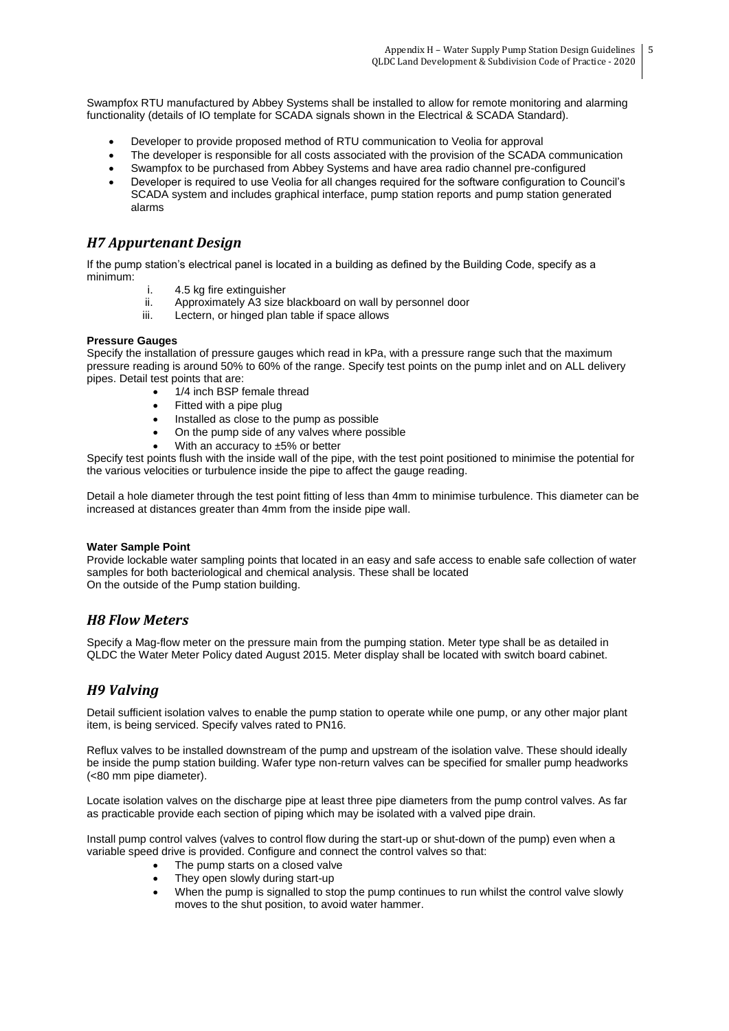Swampfox RTU manufactured by Abbey Systems shall be installed to allow for remote monitoring and alarming functionality (details of IO template for SCADA signals shown in the Electrical & SCADA Standard).

- Developer to provide proposed method of RTU communication to Veolia for approval
- The developer is responsible for all costs associated with the provision of the SCADA communication
- Swampfox to be purchased from Abbey Systems and have area radio channel pre-configured
- Developer is required to use Veolia for all changes required for the software configuration to Council's SCADA system and includes graphical interface, pump station reports and pump station generated alarms

## *H7 Appurtenant Design*

If the pump station's electrical panel is located in a building as defined by the Building Code, specify as a minimum:

i. 4.5 kg fire extinguisher
ii. Approximately A3 size blackboard on wall by personnel door
iii. Lectern, or hinged plan table if space allows

**Pressure Gauges**

Specify the installation of pressure gauges which read in kPa, with a pressure range such that the maximum pressure reading is around 50% to 60% of the range. Specify test points on the pump inlet and on ALL delivery pipes. Detail test points that are:

- 1/4 inch BSP female thread
- Fitted with a pipe plug
- Installed as close to the pump as possible
- On the pump side of any valves where possible
- With an accuracy to ±5% or better

Specify test points flush with the inside wall of the pipe, with the test point positioned to minimise the potential for the various velocities or turbulence inside the pipe to affect the gauge reading.

Detail a hole diameter through the test point fitting of less than 4mm to minimise turbulence. This diameter can be increased at distances greater than 4mm from the inside pipe wall.

**Water Sample Point**

Provide lockable water sampling points that located in an easy and safe access to enable safe collection of water samples for both bacteriological and chemical analysis. These shall be located
On the outside of the Pump station building.

## *H8 Flow Meters*

Specify a Mag-flow meter on the pressure main from the pumping station. Meter type shall be as detailed in QLDC the Water Meter Policy dated August 2015. Meter display shall be located with switch board cabinet.

## *H9 Valving*

Detail sufficient isolation valves to enable the pump station to operate while one pump, or any other major plant item, is being serviced. Specify valves rated to PN16.

Reflux valves to be installed downstream of the pump and upstream of the isolation valve. These should ideally be inside the pump station building. Wafer type non-return valves can be specified for smaller pump headworks (<80 mm pipe diameter).

Locate isolation valves on the discharge pipe at least three pipe diameters from the pump control valves. As far as practicable provide each section of piping which may be isolated with a valved pipe drain.

Install pump control valves (valves to control flow during the start-up or shut-down of the pump) even when a variable speed drive is provided. Configure and connect the control valves so that:

- The pump starts on a closed valve
- They open slowly during start-up
- When the pump is signalled to stop the pump continues to run whilst the control valve slowly moves to the shut position, to avoid water hammer.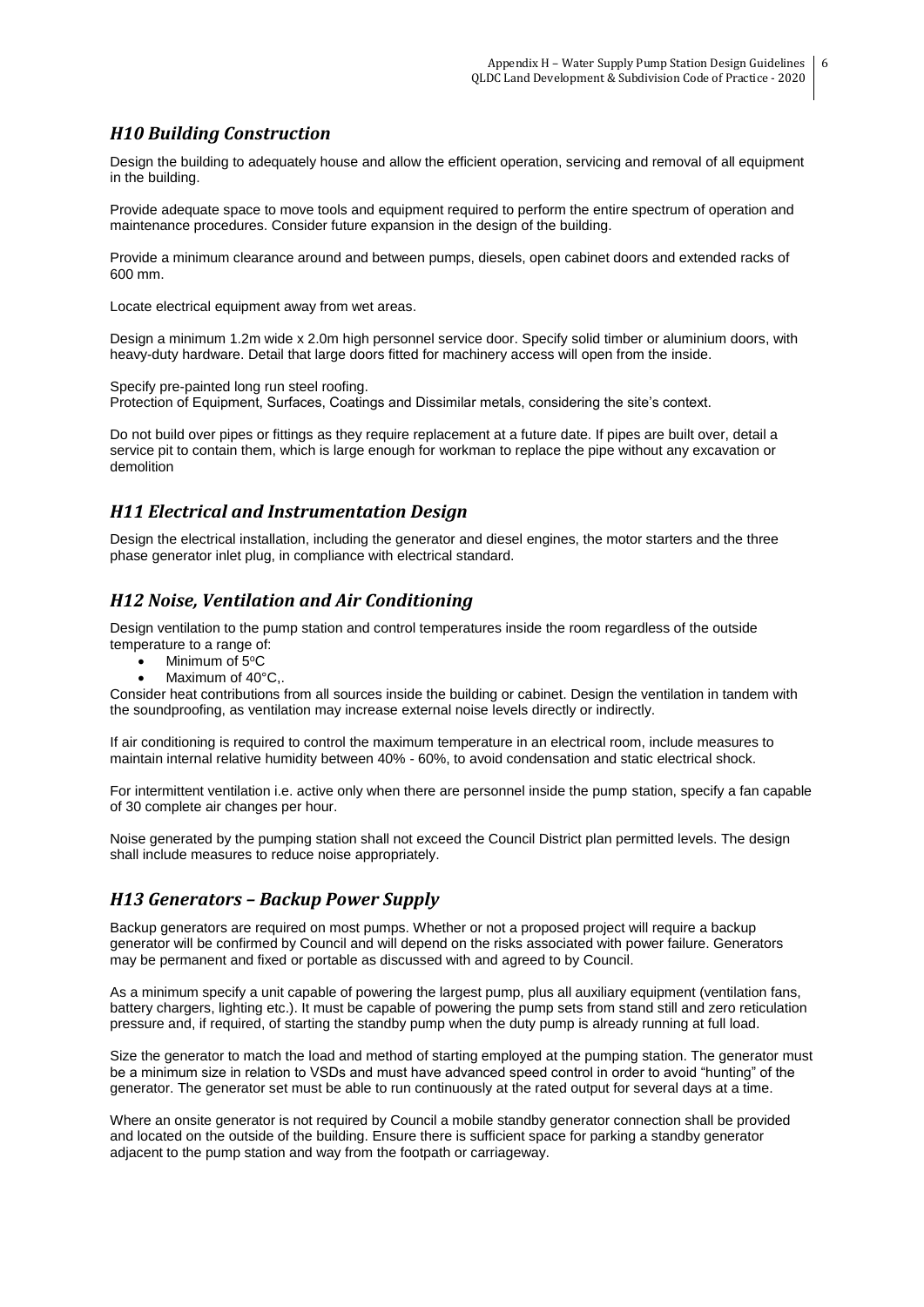## *H10 Building Construction*

Design the building to adequately house and allow the efficient operation, servicing and removal of all equipment in the building.

Provide adequate space to move tools and equipment required to perform the entire spectrum of operation and maintenance procedures. Consider future expansion in the design of the building.

Provide a minimum clearance around and between pumps, diesels, open cabinet doors and extended racks of 600 mm.

Locate electrical equipment away from wet areas.

Design a minimum 1.2m wide x 2.0m high personnel service door. Specify solid timber or aluminium doors, with heavy-duty hardware. Detail that large doors fitted for machinery access will open from the inside.

Specify pre-painted long run steel roofing.
Protection of Equipment, Surfaces, Coatings and Dissimilar metals, considering the site's context.

Do not build over pipes or fittings as they require replacement at a future date. If pipes are built over, detail a service pit to contain them, which is large enough for workman to replace the pipe without any excavation or demolition

## *H11 Electrical and Instrumentation Design*

Design the electrical installation, including the generator and diesel engines, the motor starters and the three phase generator inlet plug, in compliance with electrical standard.

## *H12 Noise, Ventilation and Air Conditioning*

Design ventilation to the pump station and control temperatures inside the room regardless of the outside temperature to a range of:

- Minimum of 5°C
- Maximum of 40°C,.

Consider heat contributions from all sources inside the building or cabinet. Design the ventilation in tandem with the soundproofing, as ventilation may increase external noise levels directly or indirectly.

If air conditioning is required to control the maximum temperature in an electrical room, include measures to maintain internal relative humidity between 40% - 60%, to avoid condensation and static electrical shock.

For intermittent ventilation i.e. active only when there are personnel inside the pump station, specify a fan capable of 30 complete air changes per hour.

Noise generated by the pumping station shall not exceed the Council District plan permitted levels. The design shall include measures to reduce noise appropriately.

## *H13 Generators – Backup Power Supply*

Backup generators are required on most pumps. Whether or not a proposed project will require a backup generator will be confirmed by Council and will depend on the risks associated with power failure. Generators may be permanent and fixed or portable as discussed with and agreed to by Council.

As a minimum specify a unit capable of powering the largest pump, plus all auxiliary equipment (ventilation fans, battery chargers, lighting etc.). It must be capable of powering the pump sets from stand still and zero reticulation pressure and, if required, of starting the standby pump when the duty pump is already running at full load.

Size the generator to match the load and method of starting employed at the pumping station. The generator must be a minimum size in relation to VSDs and must have advanced speed control in order to avoid "hunting" of the generator. The generator set must be able to run continuously at the rated output for several days at a time.

Where an onsite generator is not required by Council a mobile standby generator connection shall be provided and located on the outside of the building. Ensure there is sufficient space for parking a standby generator adjacent to the pump station and way from the footpath or carriageway.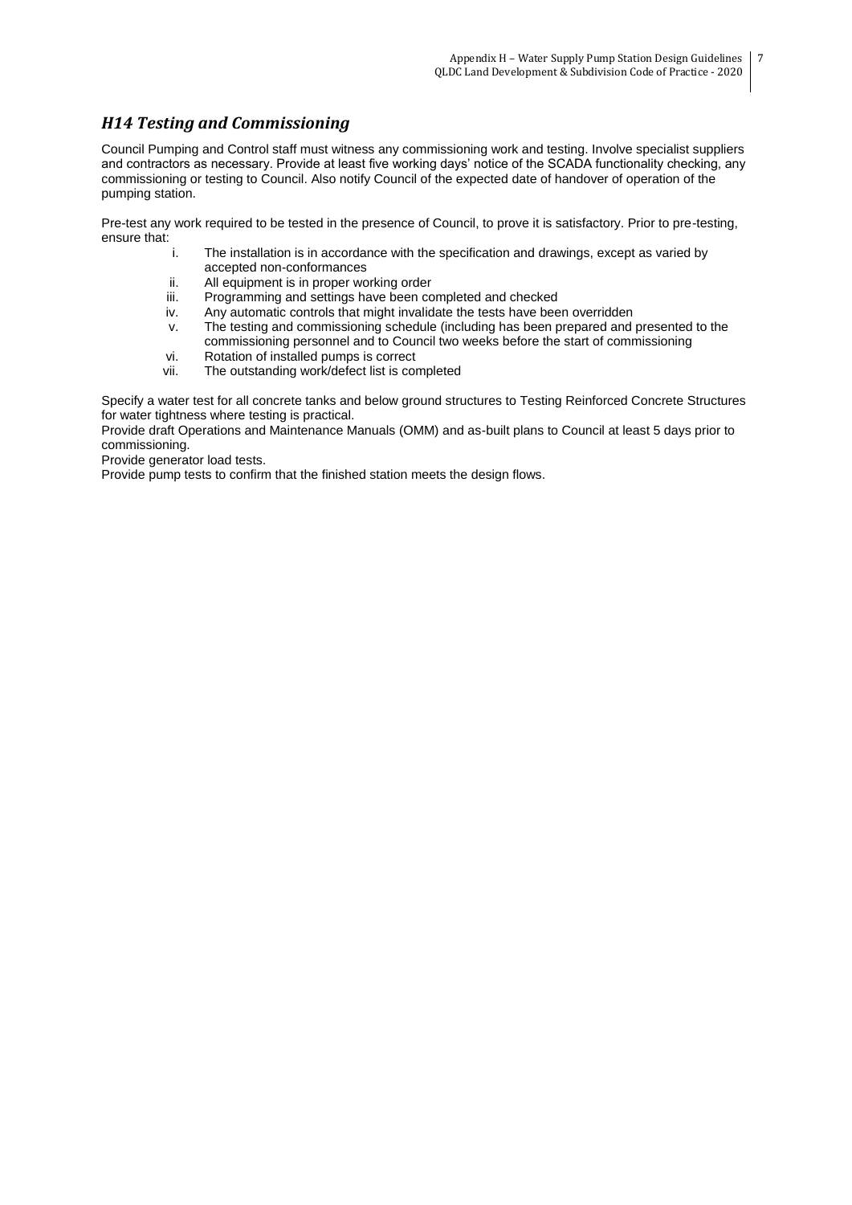## *H14 Testing and Commissioning*

Council Pumping and Control staff must witness any commissioning work and testing. Involve specialist suppliers and contractors as necessary. Provide at least five working days' notice of the SCADA functionality checking, any commissioning or testing to Council. Also notify Council of the expected date of handover of operation of the pumping station.

Pre-test any work required to be tested in the presence of Council, to prove it is satisfactory. Prior to pre-testing, ensure that:

i. The installation is in accordance with the specification and drawings, except as varied by accepted non-conformances
ii. All equipment is in proper working order
iii. Programming and settings have been completed and checked
iv. Any automatic controls that might invalidate the tests have been overridden
v. The testing and commissioning schedule (including has been prepared and presented to the commissioning personnel and to Council two weeks before the start of commissioning
vi. Rotation of installed pumps is correct
vii. The outstanding work/defect list is completed

Specify a water test for all concrete tanks and below ground structures to Testing Reinforced Concrete Structures for water tightness where testing is practical.
Provide draft Operations and Maintenance Manuals (OMM) and as-built plans to Council at least 5 days prior to commissioning.
Provide generator load tests.
Provide pump tests to confirm that the finished station meets the design flows.